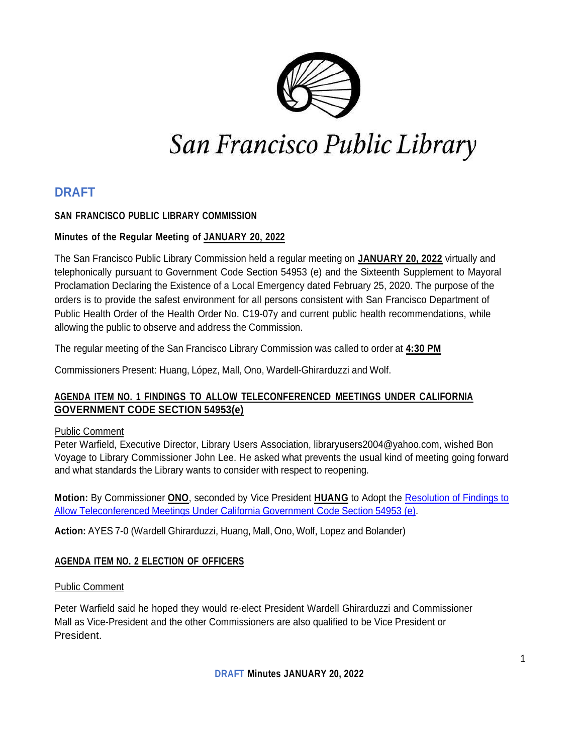San Francisco Public Library

**DRAFT**

**SAN FRANCISCO PUBLIC LIBRARY COMMISSION**

**Minutes of the Regular Meeting of JANUARY 20, 2022**

The San Francisco Public Library Commission held a regular meeting on **JANUARY 20, 2022** virtually and telephonically pursuant to Government Code Section 54953 (e) and the Sixteenth Supplement to Mayoral Proclamation Declaring the Existence of a Local Emergency dated February 25, 2020. The purpose of the orders is to provide the safest environment for all persons consistent with San Francisco Department of Public Health Order of the Health Order No. C19-07y and current public health recommendations, while allowing the public to observe and address the Commission.

The regular meeting of the San Francisco Library Commission was called to order at **4:30 PM**

Commissioners Present: Huang, López, Mall, Ono, Wardell-Ghirarduzzi and Wolf.

## AGENDA ITEM NO. 1 FINDINGS TO ALLOW TELECONFERENCED MEETINGS UNDER CALIFORNIA GOVERNMENT CODE SECTION 54953(e)

Public Comment

Peter Warfield, Executive Director, Library Users Association, libraryusers2004@yahoo.com, wished Bon Voyage to Library Commissioner John Lee. He asked what prevents the usual kind of meeting going forward and what standards the Library wants to consider with respect to reopening.

**Motion:** By Commissioner **ONO**, seconded by Vice President **HUANG** to Adopt the Resolution of Findings to Allow Teleconferenced Meetings Under California Government Code Section 54953 (e).

**Action:** AYES 7-0 (Wardell Ghirarduzzi, Huang, Mall, Ono, Wolf, Lopez and Bolander)

## AGENDA ITEM NO. 2 ELECTION OF OFFICERS

Public Comment

Peter Warfield said he hoped they would re-elect President Wardell Ghirarduzzi and Commissioner Mall as Vice-President and the other Commissioners are also qualified to be Vice President or President.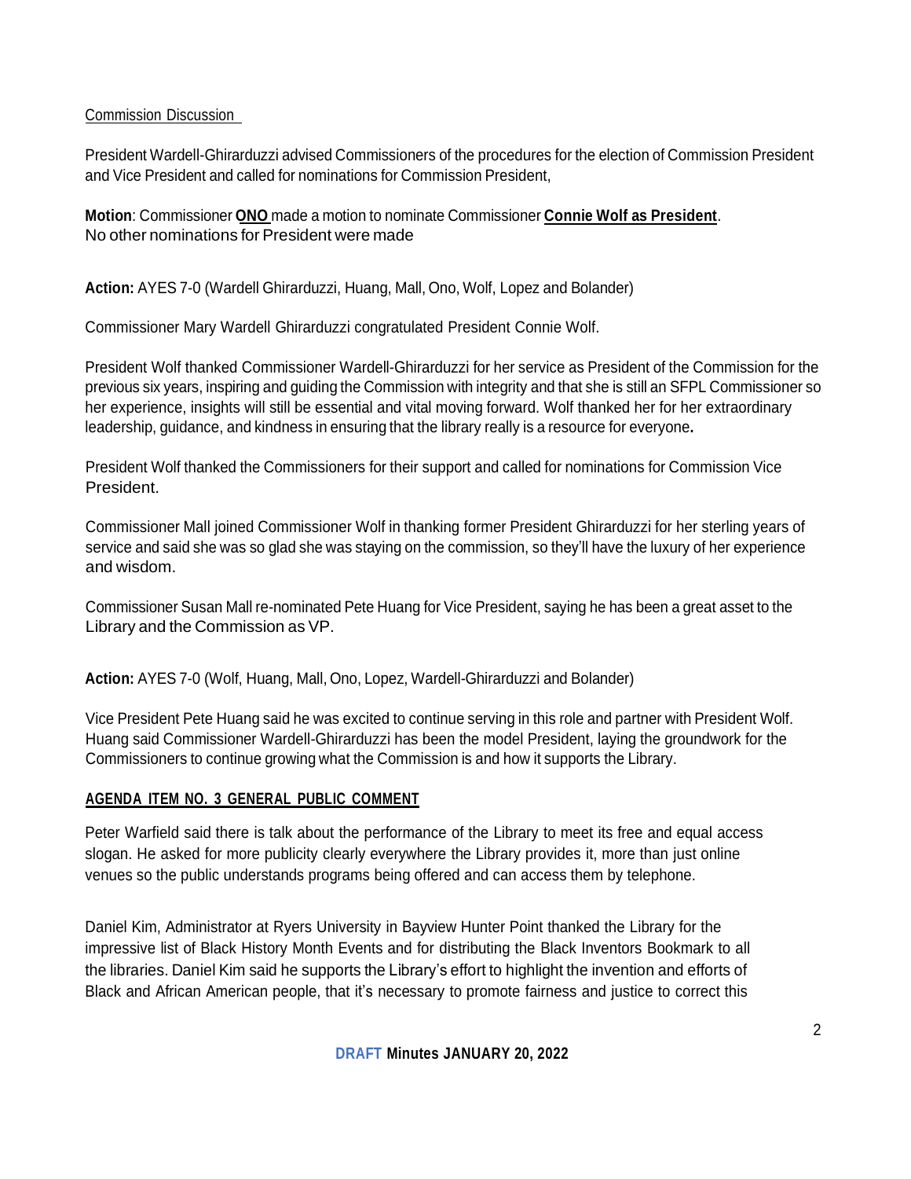Commission Discussion

President Wardell-Ghirarduzzi advised Commissioners of the procedures for the election of Commission President and Vice President and called for nominations for Commission President,

**Motion**: Commissioner **ONO** made a motion to nominate Commissioner **Connie Wolf as President**. No other nominations for President were made

**Action:** AYES 7-0 (Wardell Ghirarduzzi, Huang, Mall, Ono, Wolf, Lopez and Bolander)

Commissioner Mary Wardell Ghirarduzzi congratulated President Connie Wolf.

President Wolf thanked Commissioner Wardell-Ghirarduzzi for her service as President of the Commission for the previous six years, inspiring and guiding the Commission with integrity and that she is still an SFPL Commissioner so her experience, insights will still be essential and vital moving forward. Wolf thanked her for her extraordinary leadership, guidance, and kindness in ensuring that the library really is a resource for everyone**.**

President Wolf thanked the Commissioners for their support and called for nominations for Commission Vice President.

Commissioner Mall joined Commissioner Wolf in thanking former President Ghirarduzzi for her sterling years of service and said she was so glad she was staying on the commission, so they'll have the luxury of her experience and wisdom.

Commissioner Susan Mall re-nominated Pete Huang for Vice President, saying he has been a great asset to the Library and the Commission as VP.

**Action:** AYES 7-0 (Wolf, Huang, Mall, Ono, Lopez, Wardell-Ghirarduzzi and Bolander)

Vice President Pete Huang said he was excited to continue serving in this role and partner with President Wolf. Huang said Commissioner Wardell-Ghirarduzzi has been the model President, laying the groundwork for the Commissioners to continue growing what the Commission is and how it supports the Library.

**AGENDA ITEM NO. 3 GENERAL PUBLIC COMMENT**

Peter Warfield said there is talk about the performance of the Library to meet its free and equal access slogan. He asked for more publicity clearly everywhere the Library provides it, more than just online venues so the public understands programs being offered and can access them by telephone.

Daniel Kim, Administrator at Ryers University in Bayview Hunter Point thanked the Library for the impressive list of Black History Month Events and for distributing the Black Inventors Bookmark to all the libraries. Daniel Kim said he supports the Library's effort to highlight the invention and efforts of Black and African American people, that it's necessary to promote fairness and justice to correct this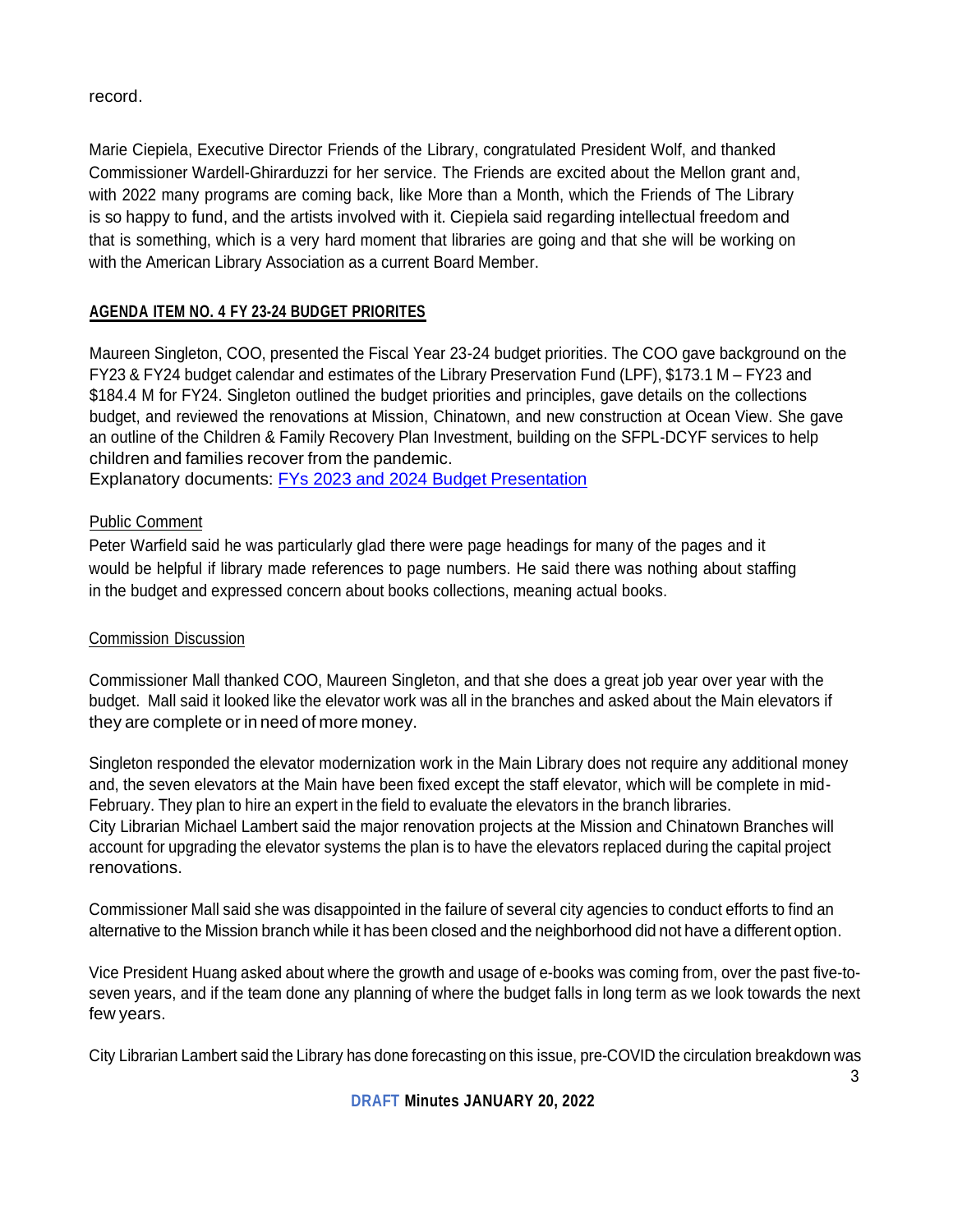record.

Marie Ciepiela, Executive Director Friends of the Library, congratulated President Wolf, and thanked Commissioner Wardell-Ghirarduzzi for her service. The Friends are excited about the Mellon grant and, with 2022 many programs are coming back, like More than a Month, which the Friends of The Library is so happy to fund, and the artists involved with it. Ciepiela said regarding intellectual freedom and that is something, which is a very hard moment that libraries are going and that she will be working on with the American Library Association as a current Board Member.

## AGENDA ITEM NO. 4 FY 23-24 BUDGET PRIORITIES

Maureen Singleton, COO, presented the Fiscal Year 23-24 budget priorities. The COO gave background on the FY23 & FY24 budget calendar and estimates of the Library Preservation Fund (LPF), $173.1 M – FY23 and $184.4 M for FY24. Singleton outlined the budget priorities and principles, gave details on the collections budget, and reviewed the renovations at Mission, Chinatown, and new construction at Ocean View. She gave an outline of the Children & Family Recovery Plan Investment, building on the SFPL-DCYF services to help children and families recover from the pandemic.
Explanatory documents: FYs 2023 and 2024 Budget Presentation

Public Comment

Peter Warfield said he was particularly glad there were page headings for many of the pages and it would be helpful if library made references to page numbers. He said there was nothing about staffing in the budget and expressed concern about books collections, meaning actual books.

Commission Discussion

Commissioner Mall thanked COO, Maureen Singleton, and that she does a great job year over year with the budget. Mall said it looked like the elevator work was all in the branches and asked about the Main elevators if they are complete or in need of more money.

Singleton responded the elevator modernization work in the Main Library does not require any additional money and, the seven elevators at the Main have been fixed except the staff elevator, which will be complete in mid-February. They plan to hire an expert in the field to evaluate the elevators in the branch libraries.
City Librarian Michael Lambert said the major renovation projects at the Mission and Chinatown Branches will account for upgrading the elevator systems the plan is to have the elevators replaced during the capital project renovations.

Commissioner Mall said she was disappointed in the failure of several city agencies to conduct efforts to find an alternative to the Mission branch while it has been closed and the neighborhood did not have a different option.

Vice President Huang asked about where the growth and usage of e-books was coming from, over the past five-to-seven years, and if the team done any planning of where the budget falls in long term as we look towards the next few years.

City Librarian Lambert said the Library has done forecasting on this issue, pre-COVID the circulation breakdown was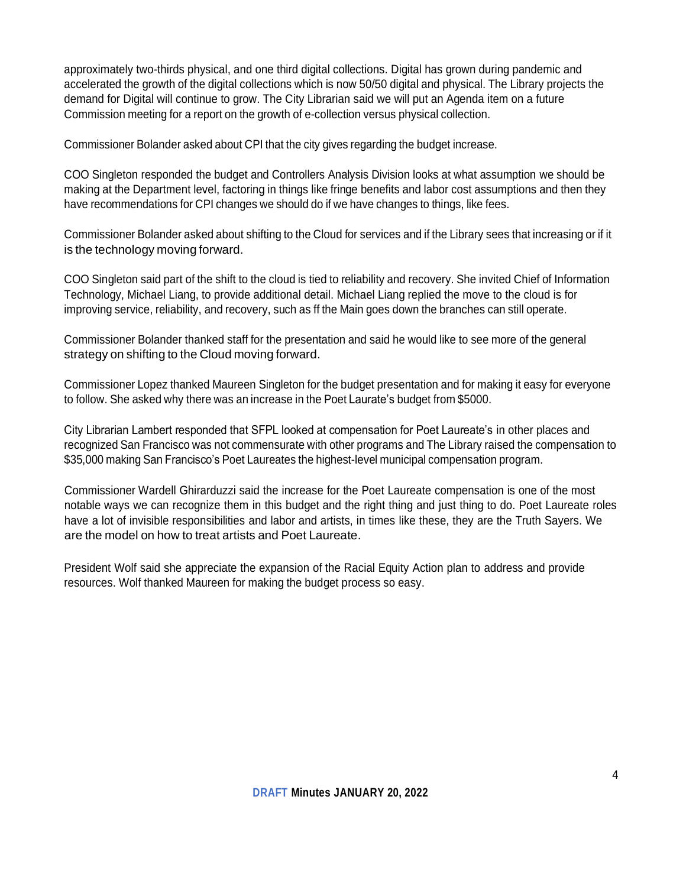approximately two-thirds physical, and one third digital collections. Digital has grown during pandemic and accelerated the growth of the digital collections which is now 50/50 digital and physical. The Library projects the demand for Digital will continue to grow. The City Librarian said we will put an Agenda item on a future Commission meeting for a report on the growth of e-collection versus physical collection.

Commissioner Bolander asked about CPI that the city gives regarding the budget increase.

COO Singleton responded the budget and Controllers Analysis Division looks at what assumption we should be making at the Department level, factoring in things like fringe benefits and labor cost assumptions and then they have recommendations for CPI changes we should do if we have changes to things, like fees.

Commissioner Bolander asked about shifting to the Cloud for services and if the Library sees that increasing or if it is the technology moving forward.

COO Singleton said part of the shift to the cloud is tied to reliability and recovery. She invited Chief of Information Technology, Michael Liang, to provide additional detail. Michael Liang replied the move to the cloud is for improving service, reliability, and recovery, such as ff the Main goes down the branches can still operate.

Commissioner Bolander thanked staff for the presentation and said he would like to see more of the general strategy on shifting to the Cloud moving forward.

Commissioner Lopez thanked Maureen Singleton for the budget presentation and for making it easy for everyone to follow. She asked why there was an increase in the Poet Laurate's budget from $5000.

City Librarian Lambert responded that SFPL looked at compensation for Poet Laureate's in other places and recognized San Francisco was not commensurate with other programs and The Library raised the compensation to $35,000 making San Francisco's Poet Laureates the highest-level municipal compensation program.

Commissioner Wardell Ghirarduzzi said the increase for the Poet Laureate compensation is one of the most notable ways we can recognize them in this budget and the right thing and just thing to do. Poet Laureate roles have a lot of invisible responsibilities and labor and artists, in times like these, they are the Truth Sayers. We are the model on how to treat artists and Poet Laureate.

President Wolf said she appreciate the expansion of the Racial Equity Action plan to address and provide resources. Wolf thanked Maureen for making the budget process so easy.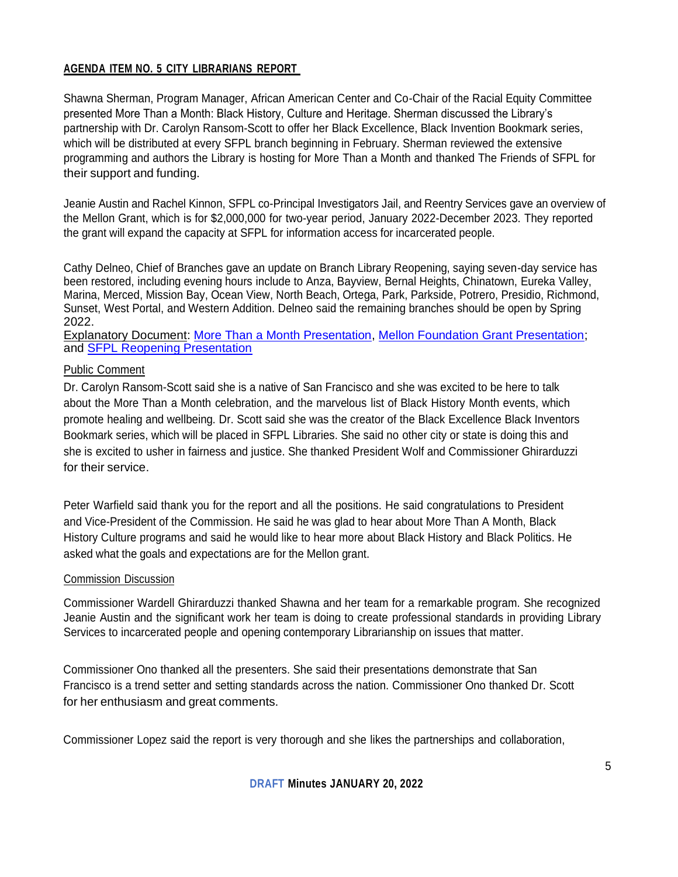**AGENDA ITEM NO. 5 CITY LIBRARIANS REPORT**

Shawna Sherman, Program Manager, African American Center and Co-Chair of the Racial Equity Committee presented More Than a Month: Black History, Culture and Heritage. Sherman discussed the Library's partnership with Dr. Carolyn Ransom-Scott to offer her Black Excellence, Black Invention Bookmark series, which will be distributed at every SFPL branch beginning in February. Sherman reviewed the extensive programming and authors the Library is hosting for More Than a Month and thanked The Friends of SFPL for their support and funding.

Jeanie Austin and Rachel Kinnon, SFPL co-Principal Investigators Jail, and Reentry Services gave an overview of the Mellon Grant, which is for $2,000,000 for two-year period, January 2022-December 2023. They reported the grant will expand the capacity at SFPL for information access for incarcerated people.

Cathy Delneo, Chief of Branches gave an update on Branch Library Reopening, saying seven-day service has been restored, including evening hours include to Anza, Bayview, Bernal Heights, Chinatown, Eureka Valley, Marina, Merced, Mission Bay, Ocean View, North Beach, Ortega, Park, Parkside, Potrero, Presidio, Richmond, Sunset, West Portal, and Western Addition. Delneo said the remaining branches should be open by Spring 2022.
Explanatory Document: More Than a Month Presentation, Mellon Foundation Grant Presentation; and SFPL Reopening Presentation

Public Comment

Dr. Carolyn Ransom-Scott said she is a native of San Francisco and she was excited to be here to talk about the More Than a Month celebration, and the marvelous list of Black History Month events, which promote healing and wellbeing. Dr. Scott said she was the creator of the Black Excellence Black Inventors Bookmark series, which will be placed in SFPL Libraries. She said no other city or state is doing this and she is excited to usher in fairness and justice. She thanked President Wolf and Commissioner Ghirarduzzi for their service.

Peter Warfield said thank you for the report and all the positions. He said congratulations to President and Vice-President of the Commission. He said he was glad to hear about More Than A Month, Black History Culture programs and said he would like to hear more about Black History and Black Politics. He asked what the goals and expectations are for the Mellon grant.

Commission Discussion

Commissioner Wardell Ghirarduzzi thanked Shawna and her team for a remarkable program. She recognized Jeanie Austin and the significant work her team is doing to create professional standards in providing Library Services to incarcerated people and opening contemporary Librarianship on issues that matter.

Commissioner Ono thanked all the presenters. She said their presentations demonstrate that San Francisco is a trend setter and setting standards across the nation. Commissioner Ono thanked Dr. Scott for her enthusiasm and great comments.

Commissioner Lopez said the report is very thorough and she likes the partnerships and collaboration,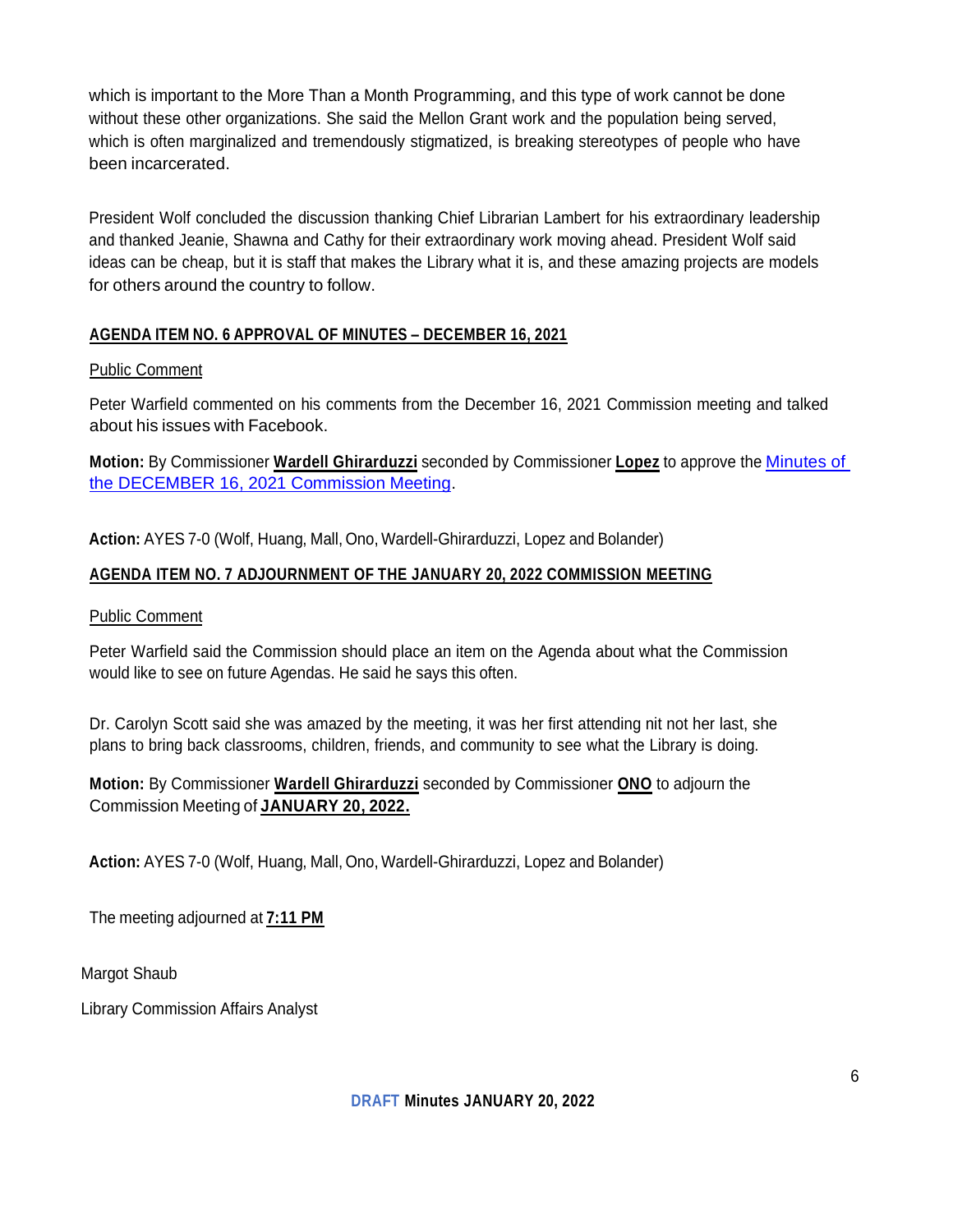which is important to the More Than a Month Programming, and this type of work cannot be done without these other organizations. She said the Mellon Grant work and the population being served, which is often marginalized and tremendously stigmatized, is breaking stereotypes of people who have been incarcerated.

President Wolf concluded the discussion thanking Chief Librarian Lambert for his extraordinary leadership and thanked Jeanie, Shawna and Cathy for their extraordinary work moving ahead. President Wolf said ideas can be cheap, but it is staff that makes the Library what it is, and these amazing projects are models for others around the country to follow.

**AGENDA ITEM NO. 6 APPROVAL OF MINUTES – DECEMBER 16, 2021**

Public Comment

Peter Warfield commented on his comments from the December 16, 2021 Commission meeting and talked about his issues with Facebook.

**Motion:** By Commissioner **Wardell Ghirarduzzi** seconded by Commissioner **Lopez** to approve the Minutes of the DECEMBER 16, 2021 Commission Meeting.

**Action:** AYES 7-0 (Wolf, Huang, Mall, Ono, Wardell-Ghirarduzzi, Lopez and Bolander)

**AGENDA ITEM NO. 7 ADJOURNMENT OF THE JANUARY 20, 2022 COMMISSION MEETING**

Public Comment

Peter Warfield said the Commission should place an item on the Agenda about what the Commission would like to see on future Agendas. He said he says this often.

Dr. Carolyn Scott said she was amazed by the meeting, it was her first attending nit not her last, she plans to bring back classrooms, children, friends, and community to see what the Library is doing.

**Motion:** By Commissioner **Wardell Ghirarduzzi** seconded by Commissioner **ONO** to adjourn the Commission Meeting of **JANUARY 20, 2022.**

**Action:** AYES 7-0 (Wolf, Huang, Mall, Ono, Wardell-Ghirarduzzi, Lopez and Bolander)

The meeting adjourned at **7:11 PM**

Margot Shaub

Library Commission Affairs Analyst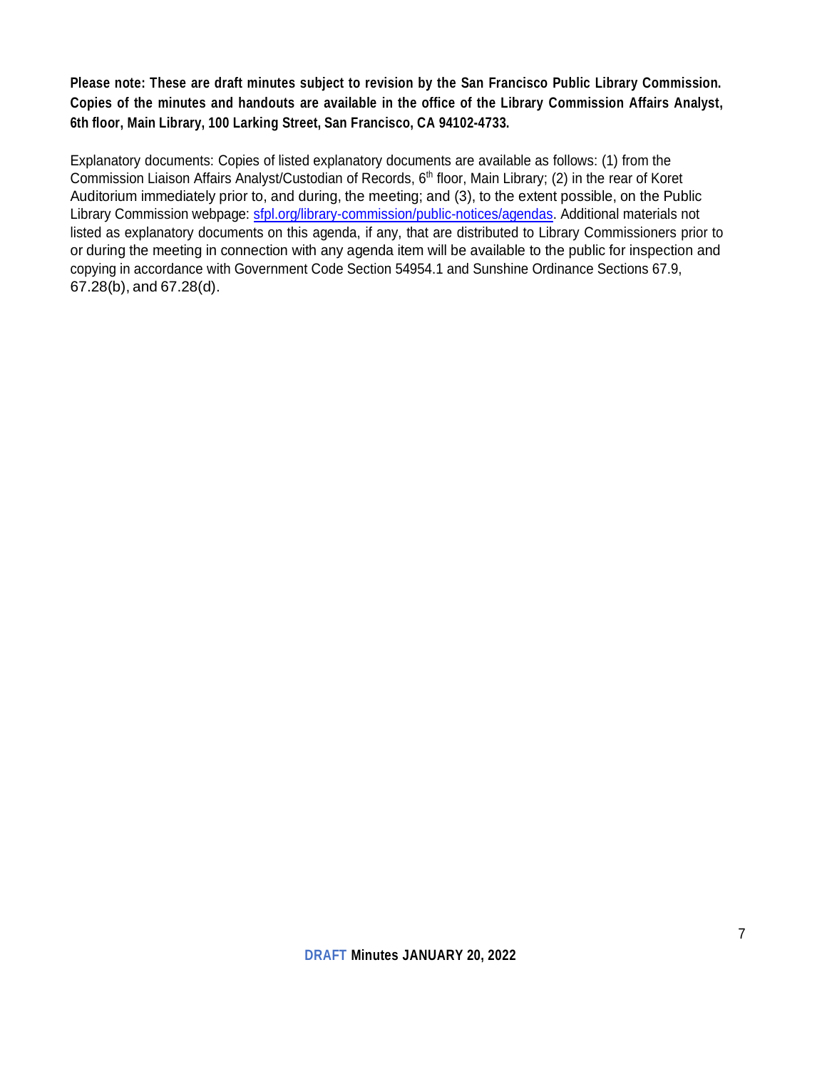**Please note: These are draft minutes subject to revision by the San Francisco Public Library Commission. Copies of the minutes and handouts are available in the office of the Library Commission Affairs Analyst, 6th floor, Main Library, 100 Larking Street, San Francisco, CA 94102-4733.**

Explanatory documents: Copies of listed explanatory documents are available as follows: (1) from the Commission Liaison Affairs Analyst/Custodian of Records, 6th floor, Main Library; (2) in the rear of Koret Auditorium immediately prior to, and during, the meeting; and (3), to the extent possible, on the Public Library Commission webpage: [sfpl.org/library-commission/public-notices/agendas](sfpl.org/library-commission/public-notices/agendas). Additional materials not listed as explanatory documents on this agenda, if any, that are distributed to Library Commissioners prior to or during the meeting in connection with any agenda item will be available to the public for inspection and copying in accordance with Government Code Section 54954.1 and Sunshine Ordinance Sections 67.9, 67.28(b), and 67.28(d).